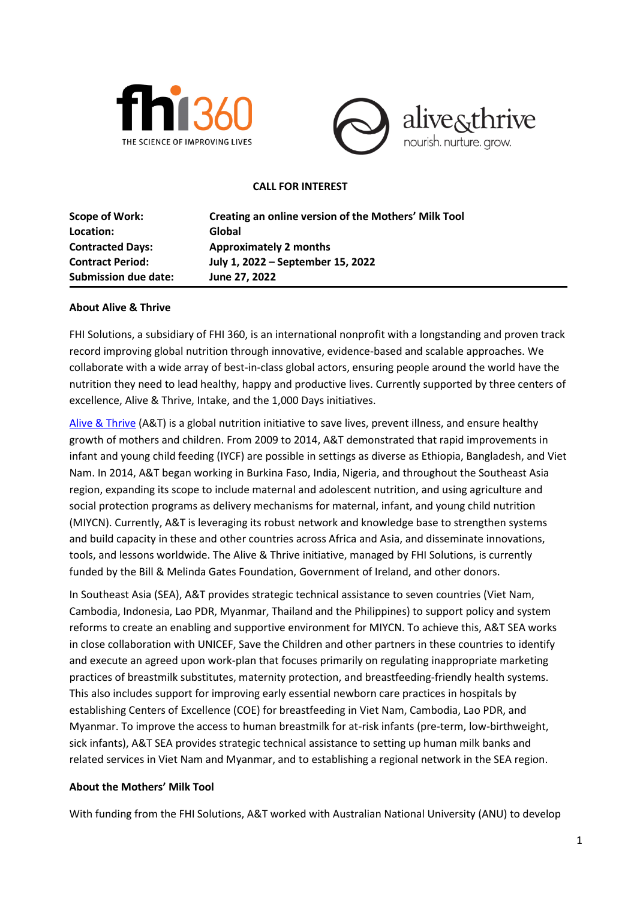# CALL FOR INTEREST

| | |
|---|---|
| **Scope of Work:** | **Creating an online version of the Mothers' Milk Tool** |
| **Location:** | **Global** |
| **Contracted Days:** | **Approximately 2 months** |
| **Contract Period:** | **July 1, 2022 – September 15, 2022** |
| **Submission due date:** | **June 27, 2022** |

## About Alive & Thrive

FHI Solutions, a subsidiary of FHI 360, is an international nonprofit with a longstanding and proven track record improving global nutrition through innovative, evidence-based and scalable approaches. We collaborate with a wide array of best-in-class global actors, ensuring people around the world have the nutrition they need to lead healthy, happy and productive lives. Currently supported by three centers of excellence, Alive & Thrive, Intake, and the 1,000 Days initiatives.

Alive & Thrive (A&T) is a global nutrition initiative to save lives, prevent illness, and ensure healthy growth of mothers and children. From 2009 to 2014, A&T demonstrated that rapid improvements in infant and young child feeding (IYCF) are possible in settings as diverse as Ethiopia, Bangladesh, and Viet Nam. In 2014, A&T began working in Burkina Faso, India, Nigeria, and throughout the Southeast Asia region, expanding its scope to include maternal and adolescent nutrition, and using agriculture and social protection programs as delivery mechanisms for maternal, infant, and young child nutrition (MIYCN). Currently, A&T is leveraging its robust network and knowledge base to strengthen systems and build capacity in these and other countries across Africa and Asia, and disseminate innovations, tools, and lessons worldwide. The Alive & Thrive initiative, managed by FHI Solutions, is currently funded by the Bill & Melinda Gates Foundation, Government of Ireland, and other donors.

In Southeast Asia (SEA), A&T provides strategic technical assistance to seven countries (Viet Nam, Cambodia, Indonesia, Lao PDR, Myanmar, Thailand and the Philippines) to support policy and system reforms to create an enabling and supportive environment for MIYCN. To achieve this, A&T SEA works in close collaboration with UNICEF, Save the Children and other partners in these countries to identify and execute an agreed upon work-plan that focuses primarily on regulating inappropriate marketing practices of breastmilk substitutes, maternity protection, and breastfeeding-friendly health systems. This also includes support for improving early essential newborn care practices in hospitals by establishing Centers of Excellence (COE) for breastfeeding in Viet Nam, Cambodia, Lao PDR, and Myanmar. To improve the access to human breastmilk for at-risk infants (pre-term, low-birthweight, sick infants), A&T SEA provides strategic technical assistance to setting up human milk banks and related services in Viet Nam and Myanmar, and to establishing a regional network in the SEA region.

## About the Mothers' Milk Tool

With funding from the FHI Solutions, A&T worked with Australian National University (ANU) to develop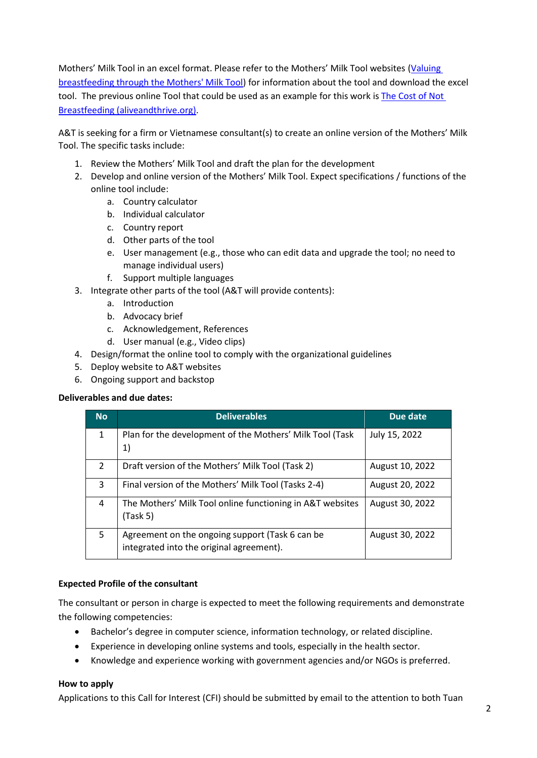Mothers' Milk Tool in an excel format. Please refer to the Mothers' Milk Tool websites (Valuing breastfeeding through the Mothers' Milk Tool) for information about the tool and download the excel tool. The previous online Tool that could be used as an example for this work is The Cost of Not Breastfeeding (aliveandthrive.org).

A&T is seeking for a firm or Vietnamese consultant(s) to create an online version of the Mothers' Milk Tool. The specific tasks include:

1. Review the Mothers' Milk Tool and draft the plan for the development
2. Develop and online version of the Mothers' Milk Tool. Expect specifications / functions of the online tool include:
   a. Country calculator
   b. Individual calculator
   c. Country report
   d. Other parts of the tool
   e. User management (e.g., those who can edit data and upgrade the tool; no need to manage individual users)
   f. Support multiple languages
3. Integrate other parts of the tool (A&T will provide contents):
   a. Introduction
   b. Advocacy brief
   c. Acknowledgement, References
   d. User manual (e.g., Video clips)
4. Design/format the online tool to comply with the organizational guidelines
5. Deploy website to A&T websites
6. Ongoing support and backstop

**Deliverables and due dates:**

| No | Deliverables | Due date |
|---|---|---|
| 1 | Plan for the development of the Mothers' Milk Tool (Task 1) | July 15, 2022 |
| 2 | Draft version of the Mothers' Milk Tool (Task 2) | August 10, 2022 |
| 3 | Final version of the Mothers' Milk Tool (Tasks 2-4) | August 20, 2022 |
| 4 | The Mothers' Milk Tool online functioning in A&T websites (Task 5) | August 30, 2022 |
| 5 | Agreement on the ongoing support (Task 6 can be integrated into the original agreement). | August 30, 2022 |

**Expected Profile of the consultant**

The consultant or person in charge is expected to meet the following requirements and demonstrate the following competencies:

- Bachelor's degree in computer science, information technology, or related discipline.
- Experience in developing online systems and tools, especially in the health sector.
- Knowledge and experience working with government agencies and/or NGOs is preferred.

**How to apply**

Applications to this Call for Interest (CFI) should be submitted by email to the attention to both Tuan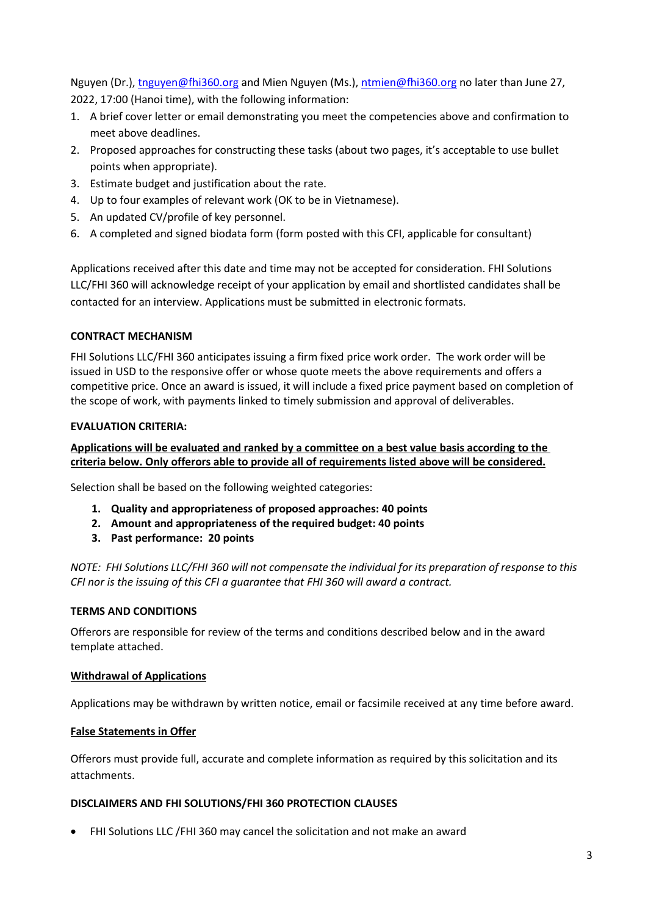Nguyen (Dr.), tnguyen@fhi360.org and Mien Nguyen (Ms.), ntmien@fhi360.org no later than June 27, 2022, 17:00 (Hanoi time), with the following information:

1. A brief cover letter or email demonstrating you meet the competencies above and confirmation to meet above deadlines.
2. Proposed approaches for constructing these tasks (about two pages, it's acceptable to use bullet points when appropriate).
3. Estimate budget and justification about the rate.
4. Up to four examples of relevant work (OK to be in Vietnamese).
5. An updated CV/profile of key personnel.
6. A completed and signed biodata form (form posted with this CFI, applicable for consultant)

Applications received after this date and time may not be accepted for consideration. FHI Solutions LLC/FHI 360 will acknowledge receipt of your application by email and shortlisted candidates shall be contacted for an interview. Applications must be submitted in electronic formats.

**CONTRACT MECHANISM**

FHI Solutions LLC/FHI 360 anticipates issuing a firm fixed price work order. The work order will be issued in USD to the responsive offer or whose quote meets the above requirements and offers a competitive price. Once an award is issued, it will include a fixed price payment based on completion of the scope of work, with payments linked to timely submission and approval of deliverables.

**EVALUATION CRITERIA:**

**Applications will be evaluated and ranked by a committee on a best value basis according to the criteria below. Only offerors able to provide all of requirements listed above will be considered.**

Selection shall be based on the following weighted categories:

1. **Quality and appropriateness of proposed approaches: 40 points**
2. **Amount and appropriateness of the required budget: 40 points**
3. **Past performance: 20 points**

*NOTE: FHI Solutions LLC/FHI 360 will not compensate the individual for its preparation of response to this CFI nor is the issuing of this CFI a guarantee that FHI 360 will award a contract.*

**TERMS AND CONDITIONS**

Offerors are responsible for review of the terms and conditions described below and in the award template attached.

**Withdrawal of Applications**

Applications may be withdrawn by written notice, email or facsimile received at any time before award.

**False Statements in Offer**

Offerors must provide full, accurate and complete information as required by this solicitation and its attachments.

**DISCLAIMERS AND FHI SOLUTIONS/FHI 360 PROTECTION CLAUSES**

- FHI Solutions LLC /FHI 360 may cancel the solicitation and not make an award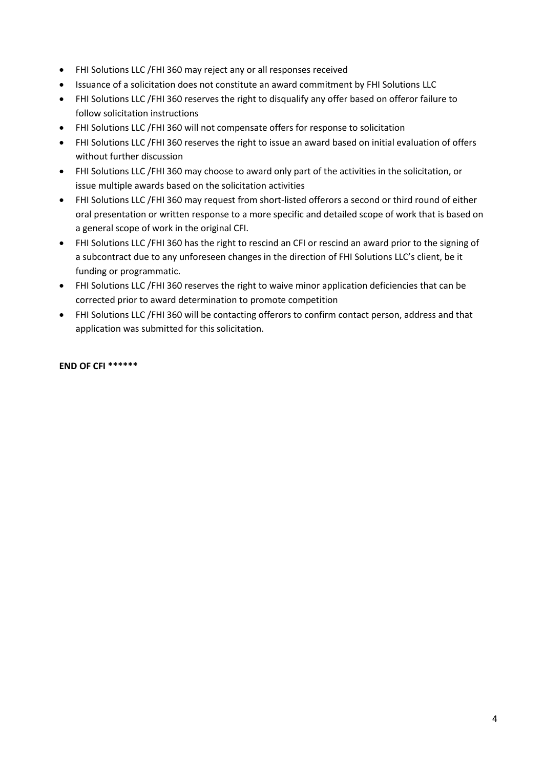- FHI Solutions LLC /FHI 360 may reject any or all responses received
- Issuance of a solicitation does not constitute an award commitment by FHI Solutions LLC
- FHI Solutions LLC /FHI 360 reserves the right to disqualify any offer based on offeror failure to follow solicitation instructions
- FHI Solutions LLC /FHI 360 will not compensate offers for response to solicitation
- FHI Solutions LLC /FHI 360 reserves the right to issue an award based on initial evaluation of offers without further discussion
- FHI Solutions LLC /FHI 360 may choose to award only part of the activities in the solicitation, or issue multiple awards based on the solicitation activities
- FHI Solutions LLC /FHI 360 may request from short-listed offerors a second or third round of either oral presentation or written response to a more specific and detailed scope of work that is based on a general scope of work in the original CFI.
- FHI Solutions LLC /FHI 360 has the right to rescind an CFI or rescind an award prior to the signing of a subcontract due to any unforeseen changes in the direction of FHI Solutions LLC's client, be it funding or programmatic.
- FHI Solutions LLC /FHI 360 reserves the right to waive minor application deficiencies that can be corrected prior to award determination to promote competition
- FHI Solutions LLC /FHI 360 will be contacting offerors to confirm contact person, address and that application was submitted for this solicitation.

**END OF CFI** ******